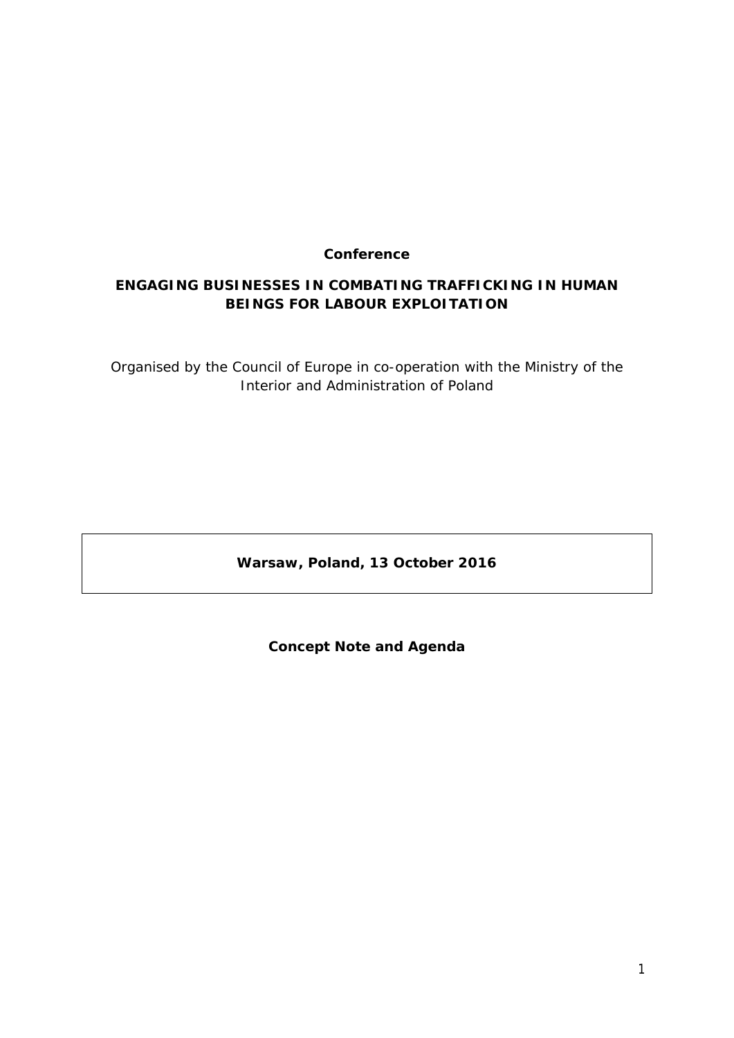**Conference**

# ENGAGING BUSINESSES IN COMBATING TRAFFICKING IN HUMAN BEINGS FOR LABOUR EXPLOITATION

Organised by the Council of Europe in co-operation with the Ministry of the Interior and Administration of Poland

**Warsaw, Poland, 13 October 2016**

**Concept Note and Agenda**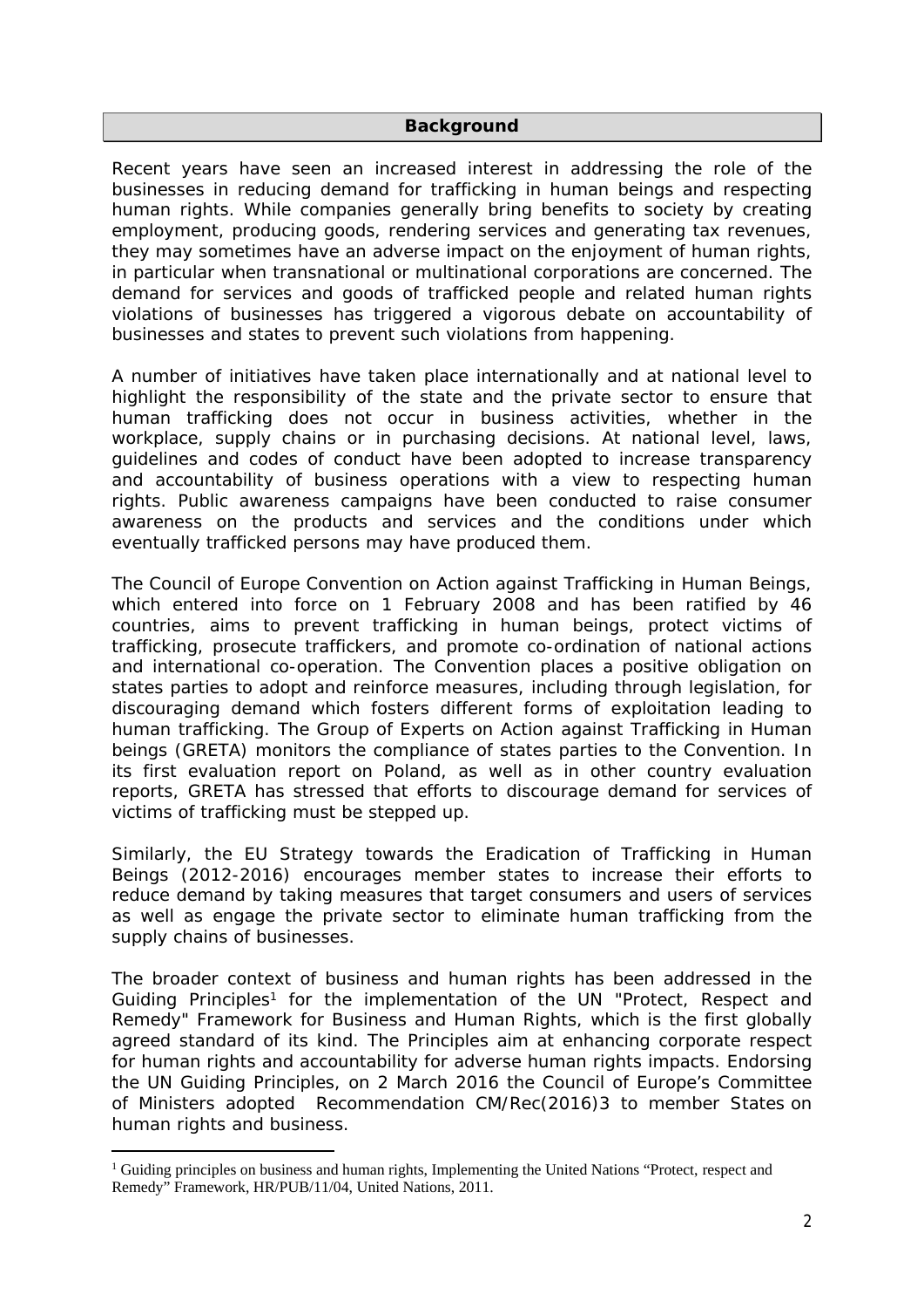## Background

Recent years have seen an increased interest in addressing the role of the businesses in reducing demand for trafficking in human beings and respecting human rights. While companies generally bring benefits to society by creating employment, producing goods, rendering services and generating tax revenues, they may sometimes have an adverse impact on the enjoyment of human rights, in particular when transnational or multinational corporations are concerned. The demand for services and goods of trafficked people and related human rights violations of businesses has triggered a vigorous debate on accountability of businesses and states to prevent such violations from happening.

A number of initiatives have taken place internationally and at national level to highlight the responsibility of the state and the private sector to ensure that human trafficking does not occur in business activities, whether in the workplace, supply chains or in purchasing decisions. At national level, laws, guidelines and codes of conduct have been adopted to increase transparency and accountability of business operations with a view to respecting human rights. Public awareness campaigns have been conducted to raise consumer awareness on the products and services and the conditions under which eventually trafficked persons may have produced them.

The Council of Europe Convention on Action against Trafficking in Human Beings, which entered into force on 1 February 2008 and has been ratified by 46 countries, aims to prevent trafficking in human beings, protect victims of trafficking, prosecute traffickers, and promote co-ordination of national actions and international co-operation. The Convention places a positive obligation on states parties to adopt and reinforce measures, including through legislation, for discouraging demand which fosters different forms of exploitation leading to human trafficking. The Group of Experts on Action against Trafficking in Human beings (GRETA) monitors the compliance of states parties to the Convention. In its first evaluation report on Poland, as well as in other country evaluation reports, GRETA has stressed that efforts to discourage demand for services of victims of trafficking must be stepped up.

Similarly, the EU Strategy towards the Eradication of Trafficking in Human Beings (2012-2016) encourages member states to increase their efforts to reduce demand by taking measures that target consumers and users of services as well as engage the private sector to eliminate human trafficking from the supply chains of businesses.

The broader context of business and human rights has been addressed in the Guiding Principles[1] for the implementation of the UN "Protect, Respect and Remedy" Framework for Business and Human Rights, which is the first globally agreed standard of its kind. The Principles aim at enhancing corporate respect for human rights and accountability for adverse human rights impacts. Endorsing the UN Guiding Principles, on 2 March 2016 the Council of Europe's Committee of Ministers adopted Recommendation CM/Rec(2016)3 to member States on human rights and business.

[1] Guiding principles on business and human rights, Implementing the United Nations "Protect, respect and Remedy" Framework, HR/PUB/11/04, United Nations, 2011.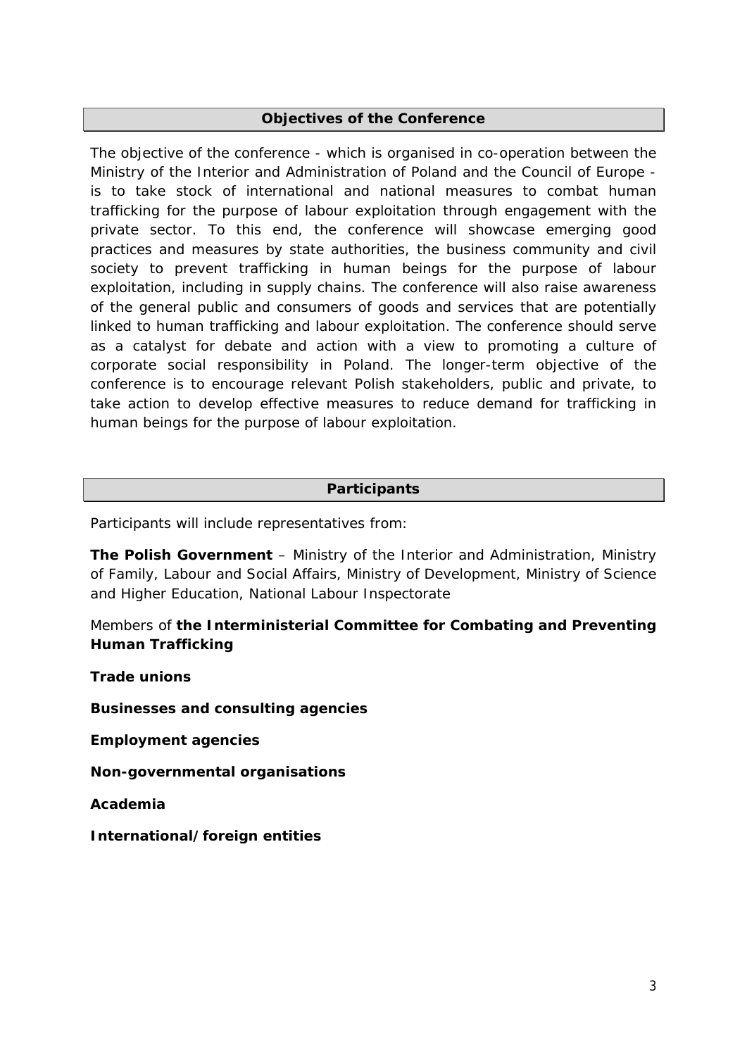## Objectives of the Conference

The objective of the conference - which is organised in co-operation between the Ministry of the Interior and Administration of Poland and the Council of Europe - is to take stock of international and national measures to combat human trafficking for the purpose of labour exploitation through engagement with the private sector. To this end, the conference will showcase emerging good practices and measures by state authorities, the business community and civil society to prevent trafficking in human beings for the purpose of labour exploitation, including in supply chains. The conference will also raise awareness of the general public and consumers of goods and services that are potentially linked to human trafficking and labour exploitation. The conference should serve as a catalyst for debate and action with a view to promoting a culture of corporate social responsibility in Poland. The longer-term objective of the conference is to encourage relevant Polish stakeholders, public and private, to take action to develop effective measures to reduce demand for trafficking in human beings for the purpose of labour exploitation.

## Participants

Participants will include representatives from:

**The Polish Government** – Ministry of the Interior and Administration, Ministry of Family, Labour and Social Affairs, Ministry of Development, Ministry of Science and Higher Education, National Labour Inspectorate

Members of **the Interministerial Committee for Combating and Preventing Human Trafficking**

**Trade unions**

**Businesses and consulting agencies**

**Employment agencies**

**Non-governmental organisations**

**Academia**

**International/foreign entities**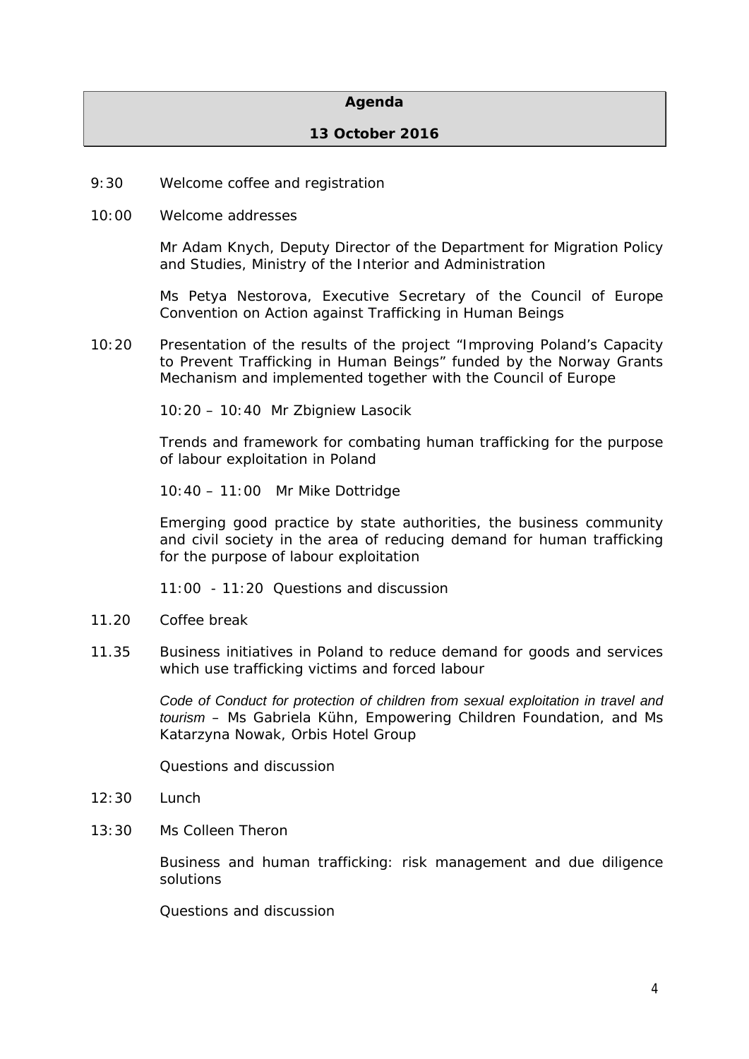**Agenda**

**13 October 2016**

9:30 Welcome coffee and registration

10:00 Welcome addresses

Mr Adam Knych, Deputy Director of the Department for Migration Policy and Studies, Ministry of the Interior and Administration

Ms Petya Nestorova, Executive Secretary of the Council of Europe Convention on Action against Trafficking in Human Beings

10:20 Presentation of the results of the project "Improving Poland's Capacity to Prevent Trafficking in Human Beings" funded by the Norway Grants Mechanism and implemented together with the Council of Europe

10:20 – 10:40 Mr Zbigniew Lasocik

Trends and framework for combating human trafficking for the purpose of labour exploitation in Poland

10:40 – 11:00 Mr Mike Dottridge

Emerging good practice by state authorities, the business community and civil society in the area of reducing demand for human trafficking for the purpose of labour exploitation

11:00 - 11:20 Questions and discussion

11.20 Coffee break

11.35 Business initiatives in Poland to reduce demand for goods and services which use trafficking victims and forced labour

*Code of Conduct for protection of children from sexual exploitation in travel and tourism* – Ms Gabriela Kühn, Empowering Children Foundation, and Ms Katarzyna Nowak, Orbis Hotel Group

Questions and discussion

12:30 Lunch

13:30 Ms Colleen Theron

Business and human trafficking: risk management and due diligence solutions

Questions and discussion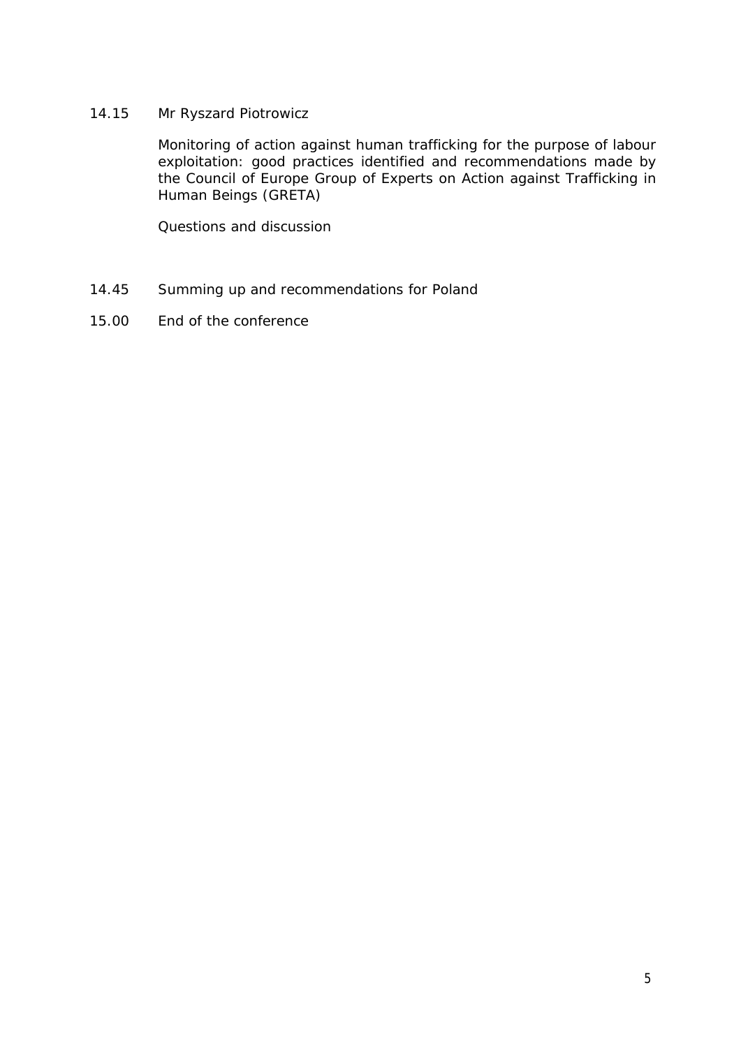14.15 Mr Ryszard Piotrowicz

Monitoring of action against human trafficking for the purpose of labour exploitation: good practices identified and recommendations made by the Council of Europe Group of Experts on Action against Trafficking in Human Beings (GRETA)

Questions and discussion

14.45 Summing up and recommendations for Poland

15.00 End of the conference